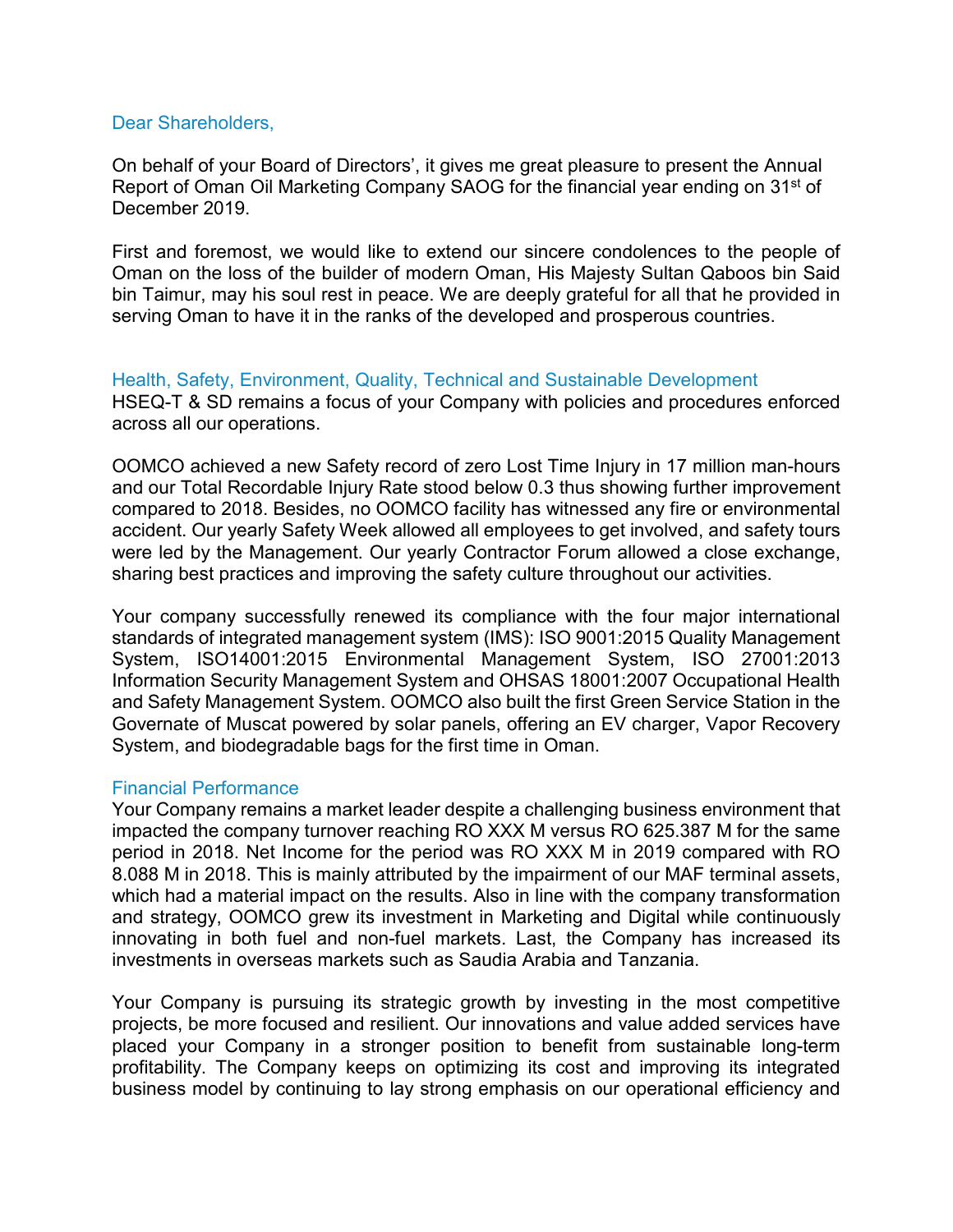Dear Shareholders,

On behalf of your Board of Directors', it gives me great pleasure to present the Annual Report of Oman Oil Marketing Company SAOG for the financial year ending on 31st of December 2019.

First and foremost, we would like to extend our sincere condolences to the people of Oman on the loss of the builder of modern Oman, His Majesty Sultan Qaboos bin Said bin Taimur, may his soul rest in peace. We are deeply grateful for all that he provided in serving Oman to have it in the ranks of the developed and prosperous countries.

## Health, Safety, Environment, Quality, Technical and Sustainable Development

HSEQ-T & SD remains a focus of your Company with policies and procedures enforced across all our operations.

OOMCO achieved a new Safety record of zero Lost Time Injury in 17 million man-hours and our Total Recordable Injury Rate stood below 0.3 thus showing further improvement compared to 2018. Besides, no OOMCO facility has witnessed any fire or environmental accident. Our yearly Safety Week allowed all employees to get involved, and safety tours were led by the Management. Our yearly Contractor Forum allowed a close exchange, sharing best practices and improving the safety culture throughout our activities.

Your company successfully renewed its compliance with the four major international standards of integrated management system (IMS): ISO 9001:2015 Quality Management System, ISO14001:2015 Environmental Management System, ISO 27001:2013 Information Security Management System and OHSAS 18001:2007 Occupational Health and Safety Management System. OOMCO also built the first Green Service Station in the Governate of Muscat powered by solar panels, offering an EV charger, Vapor Recovery System, and biodegradable bags for the first time in Oman.

## Financial Performance

Your Company remains a market leader despite a challenging business environment that impacted the company turnover reaching RO XXX M versus RO 625.387 M for the same period in 2018. Net Income for the period was RO XXX M in 2019 compared with RO 8.088 M in 2018. This is mainly attributed by the impairment of our MAF terminal assets, which had a material impact on the results. Also in line with the company transformation and strategy, OOMCO grew its investment in Marketing and Digital while continuously innovating in both fuel and non-fuel markets. Last, the Company has increased its investments in overseas markets such as Saudia Arabia and Tanzania.

Your Company is pursuing its strategic growth by investing in the most competitive projects, be more focused and resilient. Our innovations and value added services have placed your Company in a stronger position to benefit from sustainable long-term profitability. The Company keeps on optimizing its cost and improving its integrated business model by continuing to lay strong emphasis on our operational efficiency and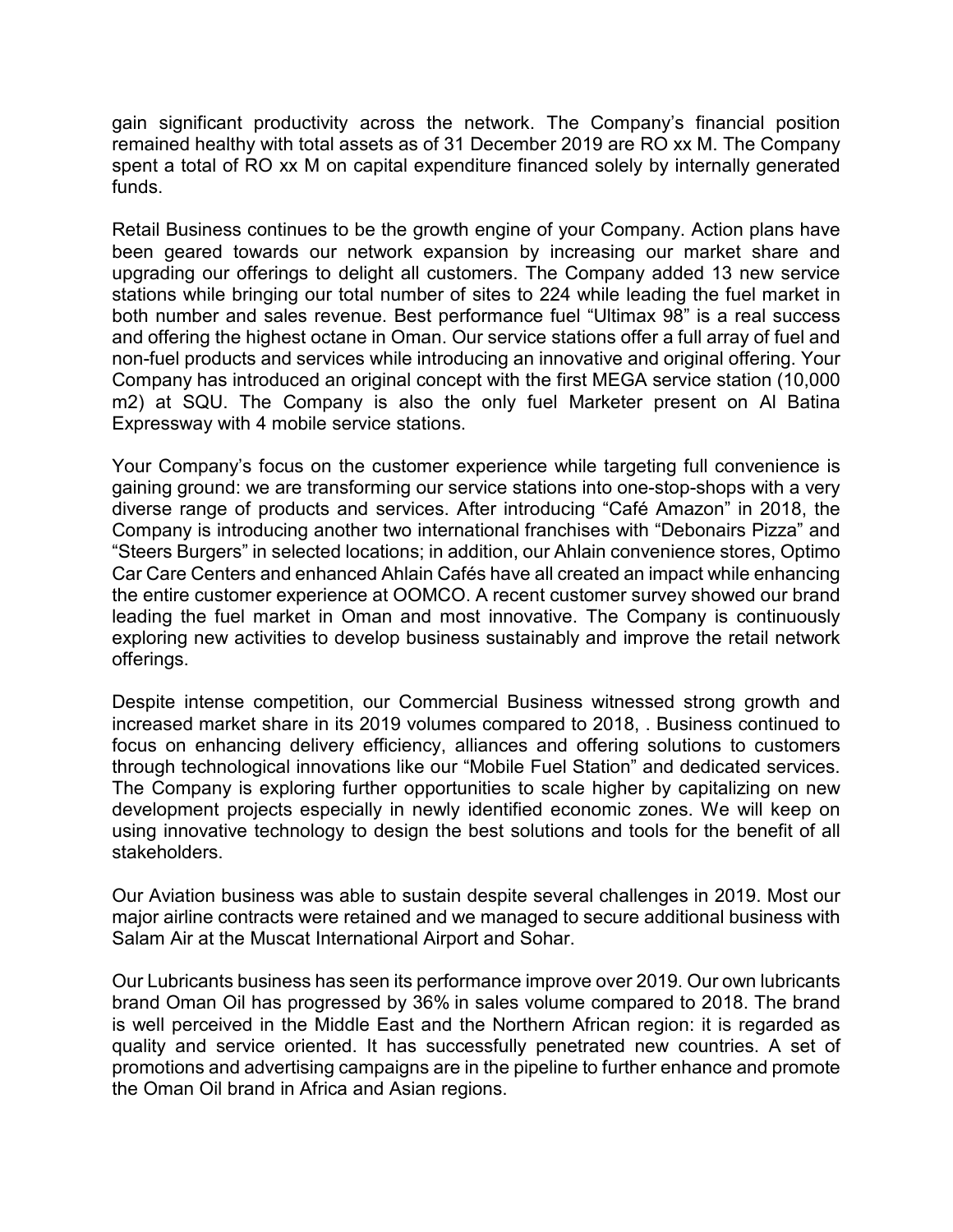gain significant productivity across the network. The Company's financial position remained healthy with total assets as of 31 December 2019 are RO xx M. The Company spent a total of RO xx M on capital expenditure financed solely by internally generated funds.

Retail Business continues to be the growth engine of your Company. Action plans have been geared towards our network expansion by increasing our market share and upgrading our offerings to delight all customers. The Company added 13 new service stations while bringing our total number of sites to 224 while leading the fuel market in both number and sales revenue. Best performance fuel "Ultimax 98" is a real success and offering the highest octane in Oman. Our service stations offer a full array of fuel and non-fuel products and services while introducing an innovative and original offering. Your Company has introduced an original concept with the first MEGA service station (10,000 m2) at SQU. The Company is also the only fuel Marketer present on Al Batina Expressway with 4 mobile service stations.

Your Company's focus on the customer experience while targeting full convenience is gaining ground: we are transforming our service stations into one-stop-shops with a very diverse range of products and services. After introducing "Café Amazon" in 2018, the Company is introducing another two international franchises with "Debonairs Pizza" and "Steers Burgers" in selected locations; in addition, our Ahlain convenience stores, Optimo Car Care Centers and enhanced Ahlain Cafés have all created an impact while enhancing the entire customer experience at OOMCO. A recent customer survey showed our brand leading the fuel market in Oman and most innovative. The Company is continuously exploring new activities to develop business sustainably and improve the retail network offerings.

Despite intense competition, our Commercial Business witnessed strong growth and increased market share in its 2019 volumes compared to 2018, . Business continued to focus on enhancing delivery efficiency, alliances and offering solutions to customers through technological innovations like our "Mobile Fuel Station" and dedicated services. The Company is exploring further opportunities to scale higher by capitalizing on new development projects especially in newly identified economic zones. We will keep on using innovative technology to design the best solutions and tools for the benefit of all stakeholders.

Our Aviation business was able to sustain despite several challenges in 2019. Most our major airline contracts were retained and we managed to secure additional business with Salam Air at the Muscat International Airport and Sohar.

Our Lubricants business has seen its performance improve over 2019. Our own lubricants brand Oman Oil has progressed by 36% in sales volume compared to 2018. The brand is well perceived in the Middle East and the Northern African region: it is regarded as quality and service oriented. It has successfully penetrated new countries. A set of promotions and advertising campaigns are in the pipeline to further enhance and promote the Oman Oil brand in Africa and Asian regions.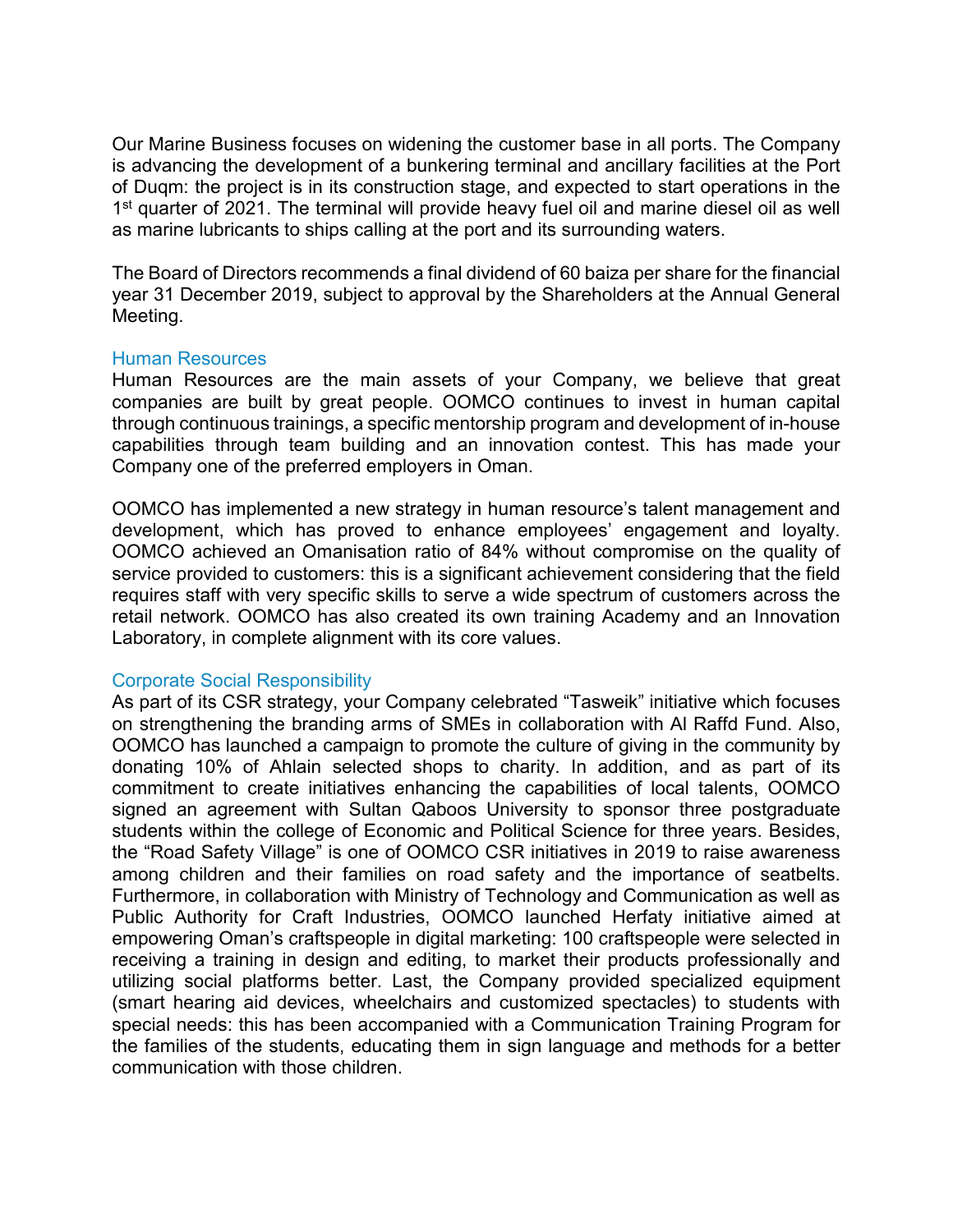Our Marine Business focuses on widening the customer base in all ports. The Company is advancing the development of a bunkering terminal and ancillary facilities at the Port of Duqm: the project is in its construction stage, and expected to start operations in the 1st quarter of 2021. The terminal will provide heavy fuel oil and marine diesel oil as well as marine lubricants to ships calling at the port and its surrounding waters.

The Board of Directors recommends a final dividend of 60 baiza per share for the financial year 31 December 2019, subject to approval by the Shareholders at the Annual General Meeting.

## Human Resources

Human Resources are the main assets of your Company, we believe that great companies are built by great people. OOMCO continues to invest in human capital through continuous trainings, a specific mentorship program and development of in-house capabilities through team building and an innovation contest. This has made your Company one of the preferred employers in Oman.

OOMCO has implemented a new strategy in human resource's talent management and development, which has proved to enhance employees' engagement and loyalty. OOMCO achieved an Omanisation ratio of 84% without compromise on the quality of service provided to customers: this is a significant achievement considering that the field requires staff with very specific skills to serve a wide spectrum of customers across the retail network. OOMCO has also created its own training Academy and an Innovation Laboratory, in complete alignment with its core values.

## Corporate Social Responsibility

As part of its CSR strategy, your Company celebrated "Tasweik" initiative which focuses on strengthening the branding arms of SMEs in collaboration with Al Raffd Fund. Also, OOMCO has launched a campaign to promote the culture of giving in the community by donating 10% of Ahlain selected shops to charity. In addition, and as part of its commitment to create initiatives enhancing the capabilities of local talents, OOMCO signed an agreement with Sultan Qaboos University to sponsor three postgraduate students within the college of Economic and Political Science for three years. Besides, the "Road Safety Village" is one of OOMCO CSR initiatives in 2019 to raise awareness among children and their families on road safety and the importance of seatbelts. Furthermore, in collaboration with Ministry of Technology and Communication as well as Public Authority for Craft Industries, OOMCO launched Herfaty initiative aimed at empowering Oman's craftspeople in digital marketing: 100 craftspeople were selected in receiving a training in design and editing, to market their products professionally and utilizing social platforms better. Last, the Company provided specialized equipment (smart hearing aid devices, wheelchairs and customized spectacles) to students with special needs: this has been accompanied with a Communication Training Program for the families of the students, educating them in sign language and methods for a better communication with those children.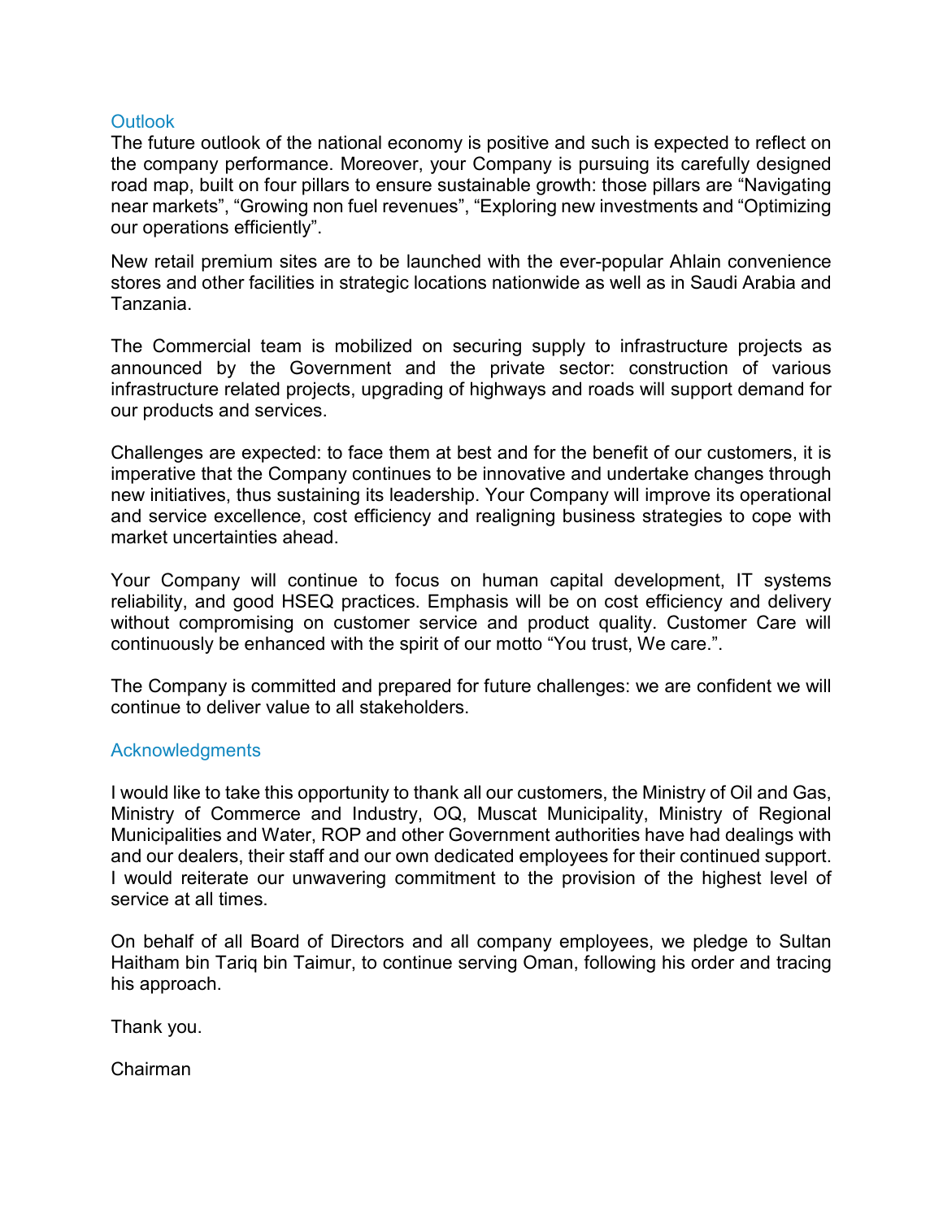## Outlook

The future outlook of the national economy is positive and such is expected to reflect on the company performance. Moreover, your Company is pursuing its carefully designed road map, built on four pillars to ensure sustainable growth: those pillars are "Navigating near markets", "Growing non fuel revenues", "Exploring new investments and "Optimizing our operations efficiently".

New retail premium sites are to be launched with the ever-popular Ahlain convenience stores and other facilities in strategic locations nationwide as well as in Saudi Arabia and Tanzania.

The Commercial team is mobilized on securing supply to infrastructure projects as announced by the Government and the private sector: construction of various infrastructure related projects, upgrading of highways and roads will support demand for our products and services.

Challenges are expected: to face them at best and for the benefit of our customers, it is imperative that the Company continues to be innovative and undertake changes through new initiatives, thus sustaining its leadership. Your Company will improve its operational and service excellence, cost efficiency and realigning business strategies to cope with market uncertainties ahead.

Your Company will continue to focus on human capital development, IT systems reliability, and good HSEQ practices. Emphasis will be on cost efficiency and delivery without compromising on customer service and product quality. Customer Care will continuously be enhanced with the spirit of our motto "You trust, We care.".

The Company is committed and prepared for future challenges: we are confident we will continue to deliver value to all stakeholders.

## Acknowledgments

I would like to take this opportunity to thank all our customers, the Ministry of Oil and Gas, Ministry of Commerce and Industry, OQ, Muscat Municipality, Ministry of Regional Municipalities and Water, ROP and other Government authorities have had dealings with and our dealers, their staff and our own dedicated employees for their continued support. I would reiterate our unwavering commitment to the provision of the highest level of service at all times.

On behalf of all Board of Directors and all company employees, we pledge to Sultan Haitham bin Tariq bin Taimur, to continue serving Oman, following his order and tracing his approach.

Thank you.

Chairman